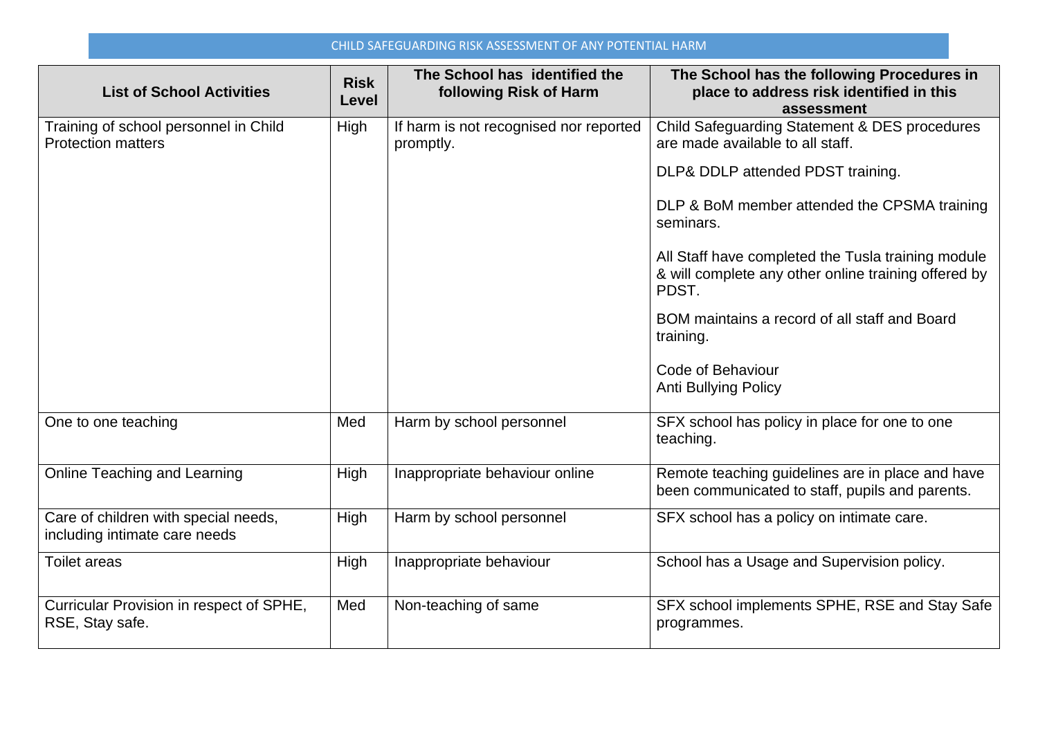# CHILD SAFEGUARDING RISK ASSESSMENT OF ANY POTENTIAL HARM

| List of School Activities | Risk Level | The School has identified the following Risk of Harm | The School has the following Procedures in place to address risk identified in this assessment |
|---|---|---|---|
| Training of school personnel in Child Protection matters | High | If harm is not recognised nor reported promptly. | Child Safeguarding Statement & DES procedures are made available to all staff.<br><br>DLP& DDLP attended PDST training.<br><br>DLP & BoM member attended the CPSMA training seminars.<br><br>All Staff have completed the Tusla training module & will complete any other online training offered by PDST.<br><br>BOM maintains a record of all staff and Board training.<br><br>Code of Behaviour<br>Anti Bullying Policy |
| One to one teaching | Med | Harm by school personnel | SFX school has policy in place for one to one teaching. |
| Online Teaching and Learning | High | Inappropriate behaviour online | Remote teaching guidelines are in place and have been communicated to staff, pupils and parents. |
| Care of children with special needs, including intimate care needs | High | Harm by school personnel | SFX school has a policy on intimate care. |
| Toilet areas | High | Inappropriate behaviour | School has a Usage and Supervision policy. |
| Curricular Provision in respect of SPHE, RSE, Stay safe. | Med | Non-teaching of same | SFX school implements SPHE, RSE and Stay Safe programmes. |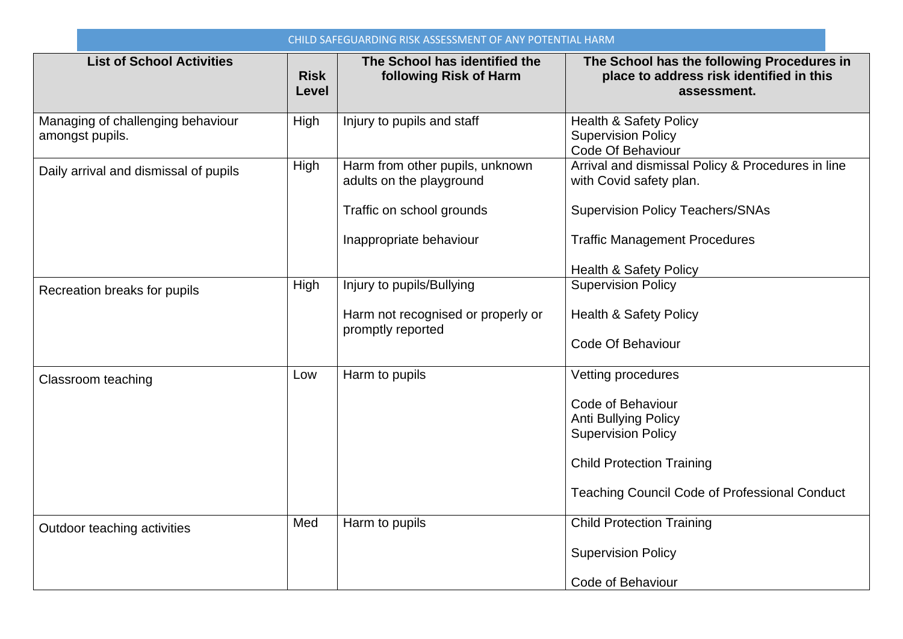CHILD SAFEGUARDING RISK ASSESSMENT OF ANY POTENTIAL HARM

| List of School Activities | Risk Level | The School has identified the following Risk of Harm | The School has the following Procedures in place to address risk identified in this assessment. |
| --- | --- | --- | --- |
| Managing of challenging behaviour amongst pupils. | High | Injury to pupils and staff | Health & Safety Policy<br>Supervision Policy<br>Code Of Behaviour |
| Daily arrival and dismissal of pupils | High | Harm from other pupils, unknown adults on the playground<br><br>Traffic on school grounds<br><br>Inappropriate behaviour | Arrival and dismissal Policy & Procedures in line with Covid safety plan.<br><br>Supervision Policy Teachers/SNAs<br><br>Traffic Management Procedures<br><br>Health & Safety Policy |
| Recreation breaks for pupils | High | Injury to pupils/Bullying<br><br>Harm not recognised or properly or promptly reported | Supervision Policy<br><br>Health & Safety Policy<br><br>Code Of Behaviour |
| Classroom teaching | Low | Harm to pupils | Vetting procedures<br><br>Code of Behaviour<br>Anti Bullying Policy<br>Supervision Policy<br><br>Child Protection Training<br><br>Teaching Council Code of Professional Conduct |
| Outdoor teaching activities | Med | Harm to pupils | Child Protection Training<br><br>Supervision Policy<br><br>Code of Behaviour |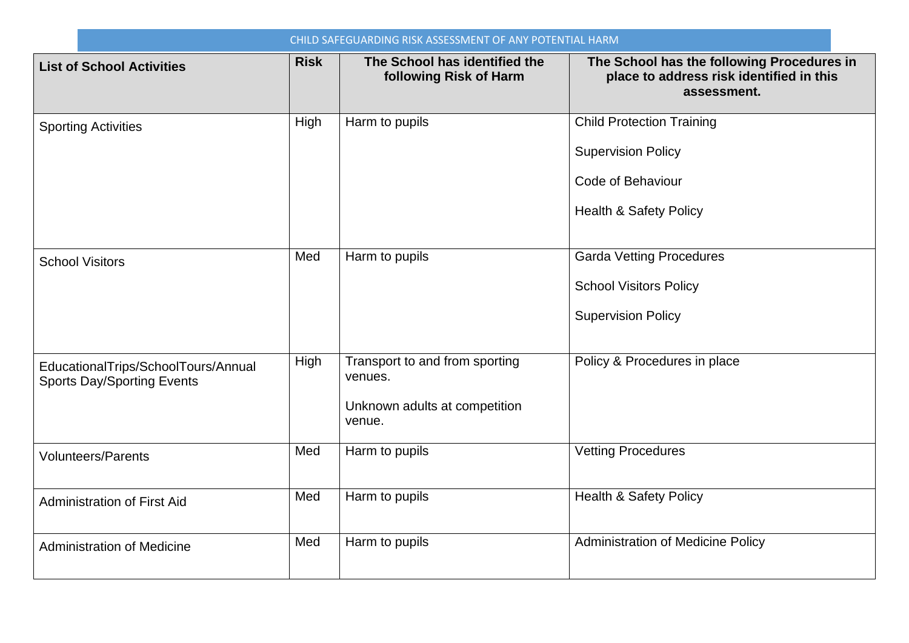CHILD SAFEGUARDING RISK ASSESSMENT OF ANY POTENTIAL HARM

| List of School Activities | Risk | The School has identified the following Risk of Harm | The School has the following Procedures in place to address risk identified in this assessment. |
|---|---|---|---|
| Sporting Activities | High | Harm to pupils | Child Protection Training<br><br>Supervision Policy<br><br>Code of Behaviour<br><br>Health & Safety Policy |
| School Visitors | Med | Harm to pupils | Garda Vetting Procedures<br><br>School Visitors Policy<br><br>Supervision Policy |
| EducationalTrips/SchoolTours/Annual Sports Day/Sporting Events | High | Transport to and from sporting venues.<br><br>Unknown adults at competition venue. | Policy & Procedures in place |
| Volunteers/Parents | Med | Harm to pupils | Vetting Procedures |
| Administration of First Aid | Med | Harm to pupils | Health & Safety Policy |
| Administration of Medicine | Med | Harm to pupils | Administration of Medicine Policy |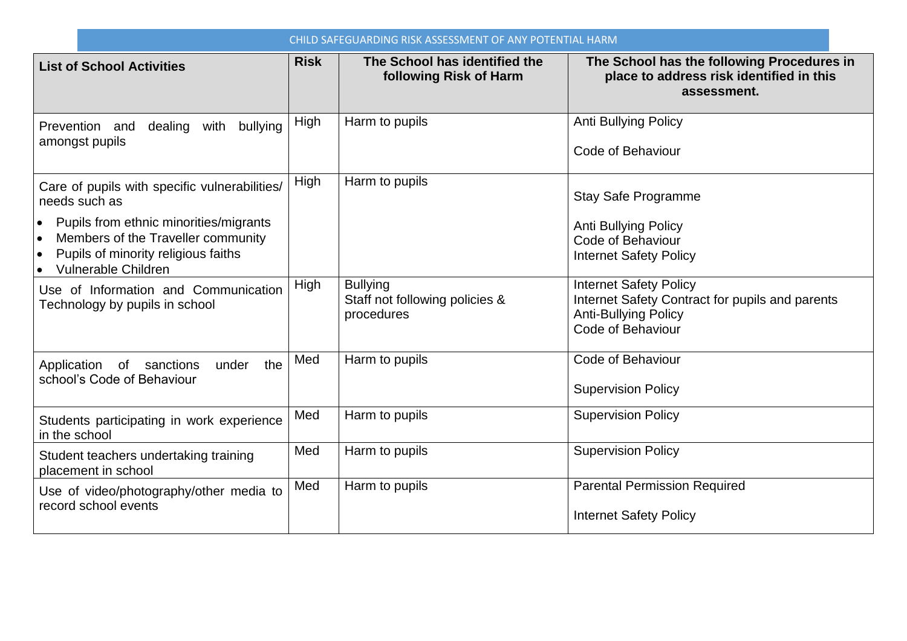CHILD SAFEGUARDING RISK ASSESSMENT OF ANY POTENTIAL HARM

| List of School Activities | Risk | The School has identified the following Risk of Harm | The School has the following Procedures in place to address risk identified in this assessment. |
|---|---|---|---|
| Prevention and dealing with bullying amongst pupils | High | Harm to pupils | Anti Bullying Policy<br><br>Code of Behaviour |
| Care of pupils with specific vulnerabilities/ needs such as<br>• Pupils from ethnic minorities/migrants<br>• Members of the Traveller community<br>• Pupils of minority religious faiths<br>• Vulnerable Children | High | Harm to pupils | Stay Safe Programme<br><br>Anti Bullying Policy<br>Code of Behaviour<br>Internet Safety Policy |
| Use of Information and Communication Technology by pupils in school | High | Bullying<br>Staff not following policies & procedures | Internet Safety Policy<br>Internet Safety Contract for pupils and parents<br>Anti-Bullying Policy<br>Code of Behaviour |
| Application of sanctions under the school's Code of Behaviour | Med | Harm to pupils | Code of Behaviour<br><br>Supervision Policy |
| Students participating in work experience in the school | Med | Harm to pupils | Supervision Policy |
| Student teachers undertaking training placement in school | Med | Harm to pupils | Supervision Policy |
| Use of video/photography/other media to record school events | Med | Harm to pupils | Parental Permission Required<br><br>Internet Safety Policy |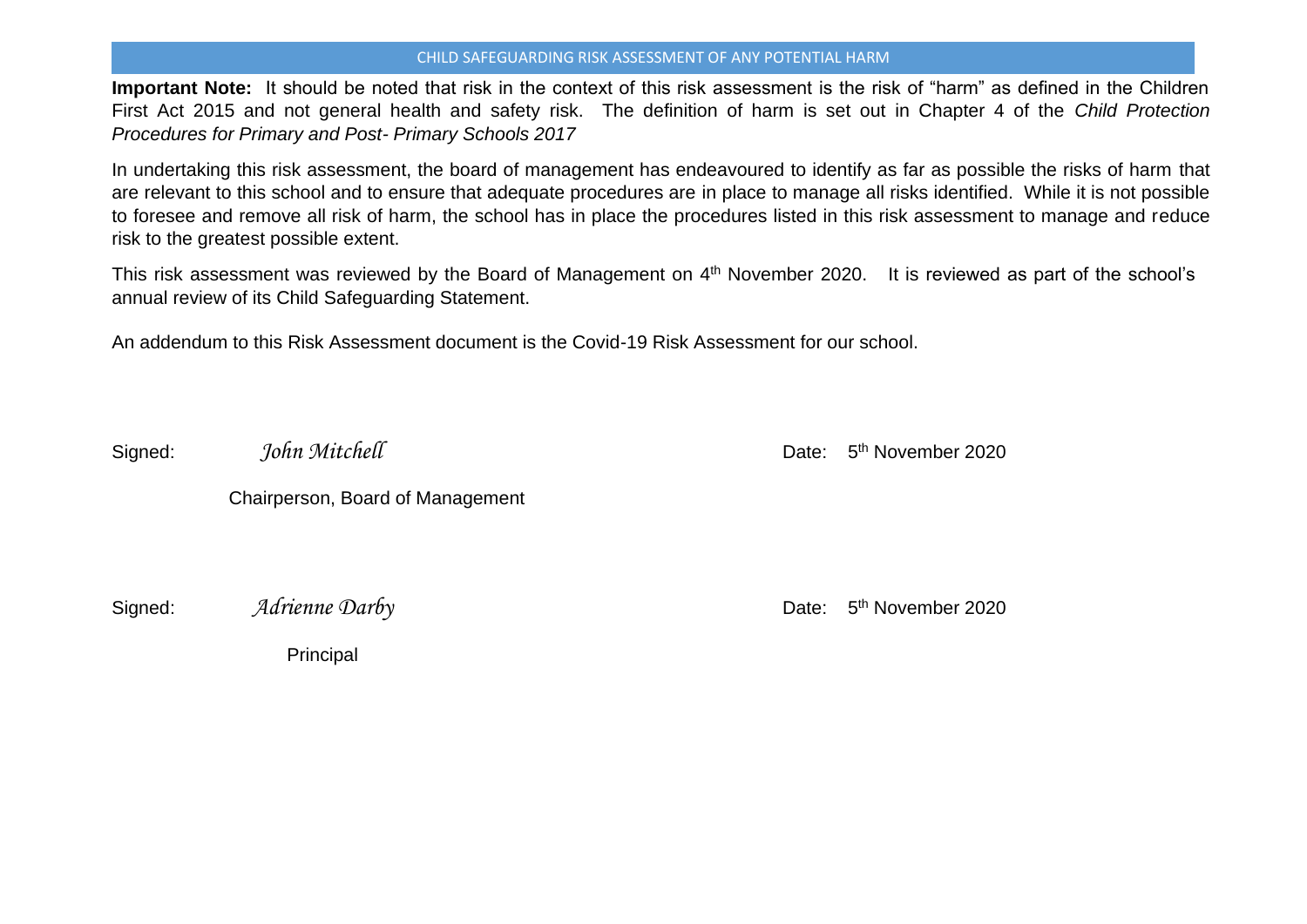## CHILD SAFEGUARDING RISK ASSESSMENT OF ANY POTENTIAL HARM

**Important Note:** It should be noted that risk in the context of this risk assessment is the risk of "harm" as defined in the Children First Act 2015 and not general health and safety risk. The definition of harm is set out in Chapter 4 of the *Child Protection Procedures for Primary and Post- Primary Schools 2017*

In undertaking this risk assessment, the board of management has endeavoured to identify as far as possible the risks of harm that are relevant to this school and to ensure that adequate procedures are in place to manage all risks identified. While it is not possible to foresee and remove all risk of harm, the school has in place the procedures listed in this risk assessment to manage and reduce risk to the greatest possible extent.

This risk assessment was reviewed by the Board of Management on 4th November 2020. It is reviewed as part of the school's annual review of its Child Safeguarding Statement.

An addendum to this Risk Assessment document is the Covid-19 Risk Assessment for our school.

Signed: *John Mitchell* Date: 5th November 2020

Chairperson, Board of Management

Signed: *Adrienne Darby* Date: 5th November 2020

Principal